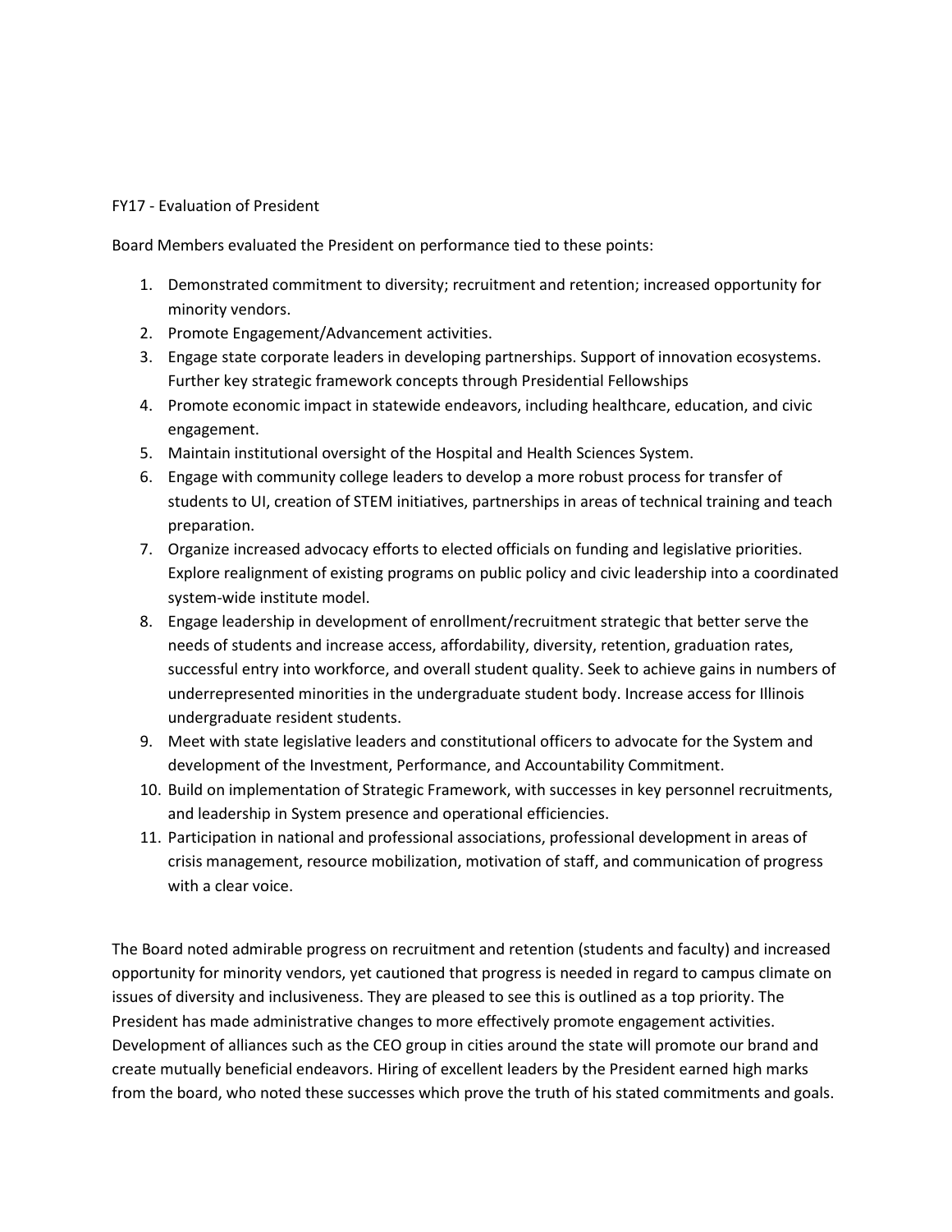FY17 - Evaluation of President

Board Members evaluated the President on performance tied to these points:

1. Demonstrated commitment to diversity; recruitment and retention; increased opportunity for minority vendors.
2. Promote Engagement/Advancement activities.
3. Engage state corporate leaders in developing partnerships. Support of innovation ecosystems. Further key strategic framework concepts through Presidential Fellowships
4. Promote economic impact in statewide endeavors, including healthcare, education, and civic engagement.
5. Maintain institutional oversight of the Hospital and Health Sciences System.
6. Engage with community college leaders to develop a more robust process for transfer of students to UI, creation of STEM initiatives, partnerships in areas of technical training and teach preparation.
7. Organize increased advocacy efforts to elected officials on funding and legislative priorities. Explore realignment of existing programs on public policy and civic leadership into a coordinated system-wide institute model.
8. Engage leadership in development of enrollment/recruitment strategic that better serve the needs of students and increase access, affordability, diversity, retention, graduation rates, successful entry into workforce, and overall student quality. Seek to achieve gains in numbers of underrepresented minorities in the undergraduate student body. Increase access for Illinois undergraduate resident students.
9. Meet with state legislative leaders and constitutional officers to advocate for the System and development of the Investment, Performance, and Accountability Commitment.
10. Build on implementation of Strategic Framework, with successes in key personnel recruitments, and leadership in System presence and operational efficiencies.
11. Participation in national and professional associations, professional development in areas of crisis management, resource mobilization, motivation of staff, and communication of progress with a clear voice.

The Board noted admirable progress on recruitment and retention (students and faculty) and increased opportunity for minority vendors, yet cautioned that progress is needed in regard to campus climate on issues of diversity and inclusiveness. They are pleased to see this is outlined as a top priority. The President has made administrative changes to more effectively promote engagement activities. Development of alliances such as the CEO group in cities around the state will promote our brand and create mutually beneficial endeavors. Hiring of excellent leaders by the President earned high marks from the board, who noted these successes which prove the truth of his stated commitments and goals.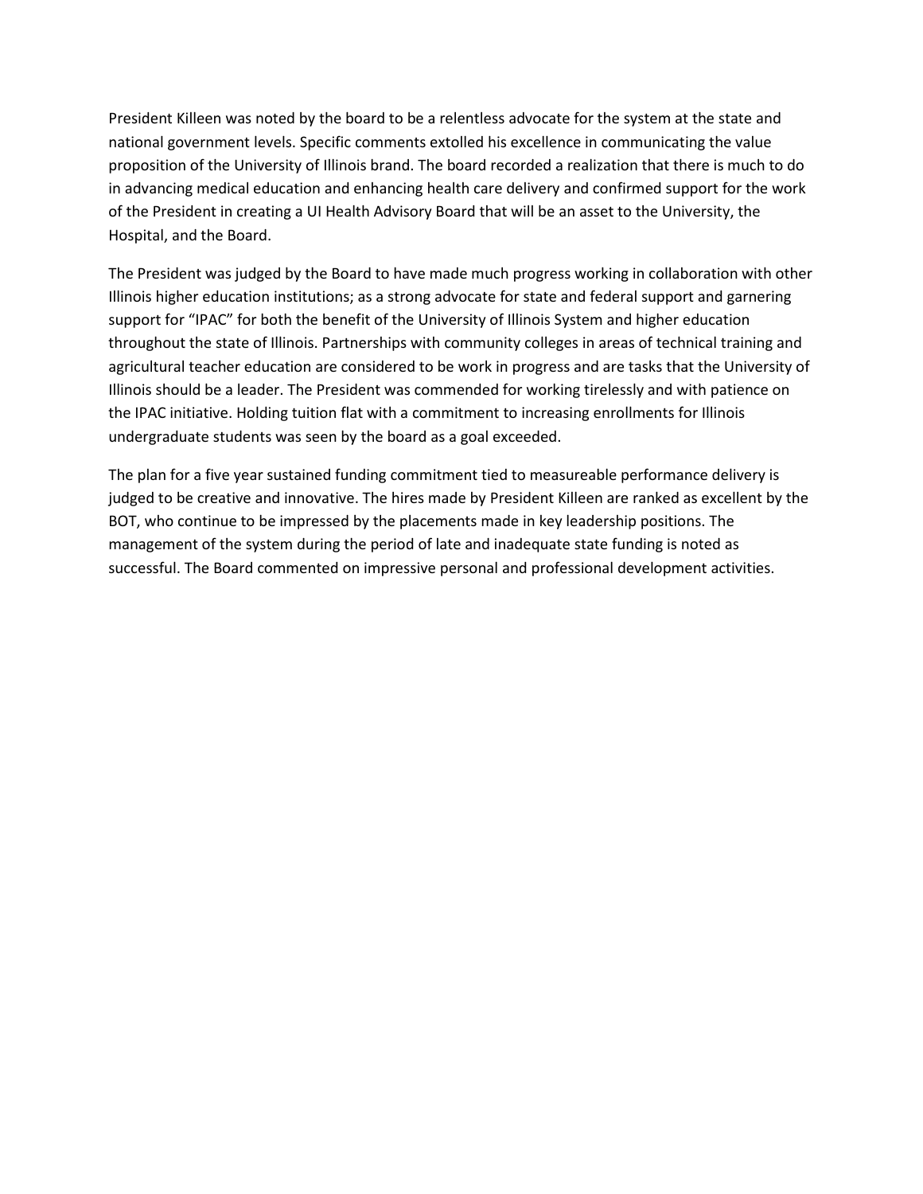President Killeen was noted by the board to be a relentless advocate for the system at the state and national government levels. Specific comments extolled his excellence in communicating the value proposition of the University of Illinois brand. The board recorded a realization that there is much to do in advancing medical education and enhancing health care delivery and confirmed support for the work of the President in creating a UI Health Advisory Board that will be an asset to the University, the Hospital, and the Board.

The President was judged by the Board to have made much progress working in collaboration with other Illinois higher education institutions; as a strong advocate for state and federal support and garnering support for "IPAC" for both the benefit of the University of Illinois System and higher education throughout the state of Illinois. Partnerships with community colleges in areas of technical training and agricultural teacher education are considered to be work in progress and are tasks that the University of Illinois should be a leader. The President was commended for working tirelessly and with patience on the IPAC initiative. Holding tuition flat with a commitment to increasing enrollments for Illinois undergraduate students was seen by the board as a goal exceeded.

The plan for a five year sustained funding commitment tied to measureable performance delivery is judged to be creative and innovative. The hires made by President Killeen are ranked as excellent by the BOT, who continue to be impressed by the placements made in key leadership positions. The management of the system during the period of late and inadequate state funding is noted as successful. The Board commented on impressive personal and professional development activities.